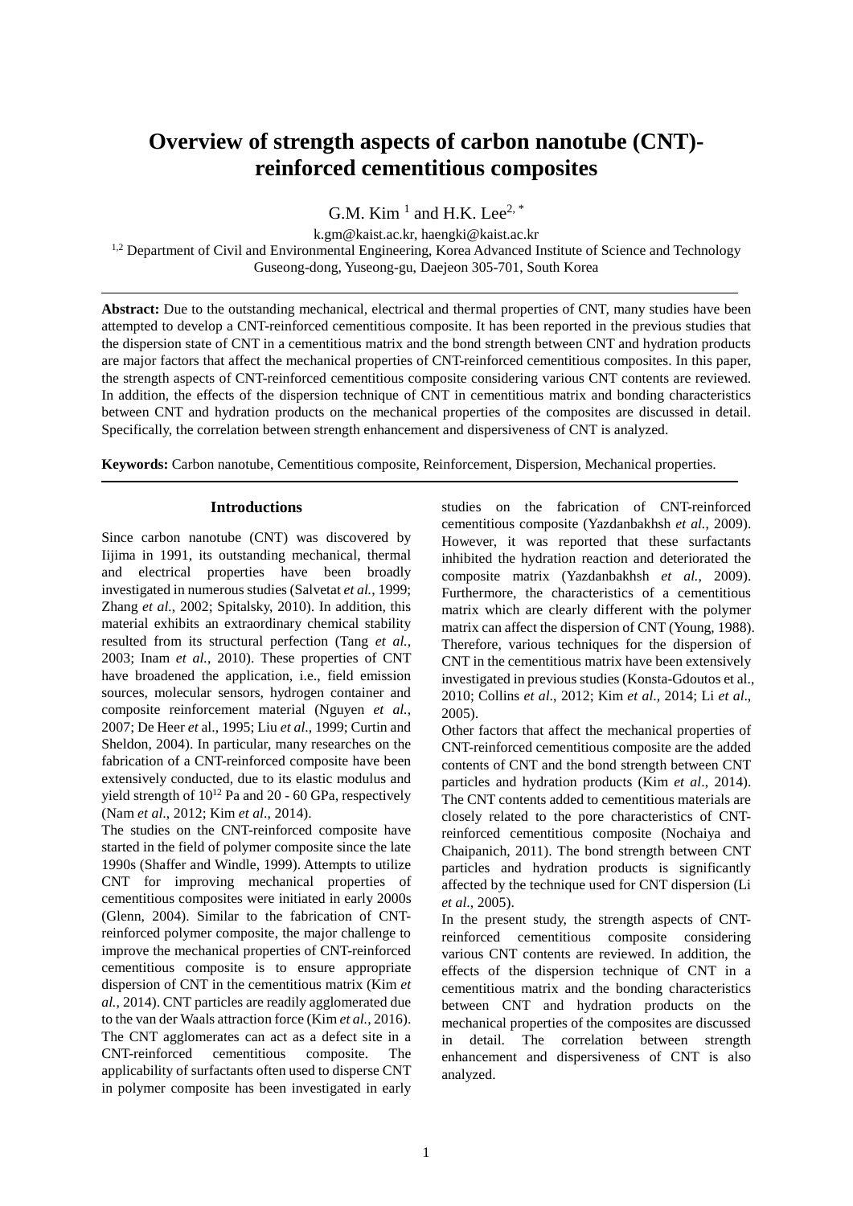# Overview of strength aspects of carbon nanotube (CNT)-reinforced cementitious composites

G.M. Kim [1] and H.K. Lee[2, *]

k.gm@kaist.ac.kr, haengki@kaist.ac.kr

[1,2] Department of Civil and Environmental Engineering, Korea Advanced Institute of Science and Technology Guseong-dong, Yuseong-gu, Daejeon 305-701, South Korea

---

**Abstract:** Due to the outstanding mechanical, electrical and thermal properties of CNT, many studies have been attempted to develop a CNT-reinforced cementitious composite. It has been reported in the previous studies that the dispersion state of CNT in a cementitious matrix and the bond strength between CNT and hydration products are major factors that affect the mechanical properties of CNT-reinforced cementitious composites. In this paper, the strength aspects of CNT-reinforced cementitious composite considering various CNT contents are reviewed. In addition, the effects of the dispersion technique of CNT in cementitious matrix and bonding characteristics between CNT and hydration products on the mechanical properties of the composites are discussed in detail. Specifically, the correlation between strength enhancement and dispersiveness of CNT is analyzed.

**Keywords:** Carbon nanotube, Cementitious composite, Reinforcement, Dispersion, Mechanical properties.

---

## Introductions

Since carbon nanotube (CNT) was discovered by Iijima in 1991, its outstanding mechanical, thermal and electrical properties have been broadly investigated in numerous studies (Salvetat *et al.*, 1999; Zhang *et al.*, 2002; Spitalsky, 2010). In addition, this material exhibits an extraordinary chemical stability resulted from its structural perfection (Tang *et al.*, 2003; Inam *et al.*, 2010). These properties of CNT have broadened the application, i.e., field emission sources, molecular sensors, hydrogen container and composite reinforcement material (Nguyen *et al.*, 2007; De Heer *et* al., 1995; Liu *et al*., 1999; Curtin and Sheldon, 2004). In particular, many researches on the fabrication of a CNT-reinforced composite have been extensively conducted, due to its elastic modulus and yield strength of $10^{12}$ Pa and 20 - 60 GPa, respectively (Nam *et al*., 2012; Kim *et al*., 2014).

The studies on the CNT-reinforced composite have started in the field of polymer composite since the late 1990s (Shaffer and Windle, 1999). Attempts to utilize CNT for improving mechanical properties of cementitious composites were initiated in early 2000s (Glenn, 2004). Similar to the fabrication of CNT-reinforced polymer composite, the major challenge to improve the mechanical properties of CNT-reinforced cementitious composite is to ensure appropriate dispersion of CNT in the cementitious matrix (Kim *et al.*, 2014). CNT particles are readily agglomerated due to the van der Waals attraction force (Kim *et al.*, 2016). The CNT agglomerates can act as a defect site in a CNT-reinforced cementitious composite. The applicability of surfactants often used to disperse CNT in polymer composite has been investigated in early studies on the fabrication of CNT-reinforced cementitious composite (Yazdanbakhsh *et al.*, 2009). However, it was reported that these surfactants inhibited the hydration reaction and deteriorated the composite matrix (Yazdanbakhsh *et al.*, 2009). Furthermore, the characteristics of a cementitious matrix which are clearly different with the polymer matrix can affect the dispersion of CNT (Young, 1988). Therefore, various techniques for the dispersion of CNT in the cementitious matrix have been extensively investigated in previous studies (Konsta-Gdoutos et al., 2010; Collins *et al*., 2012; Kim *et al*., 2014; Li *et al*., 2005).

Other factors that affect the mechanical properties of CNT-reinforced cementitious composite are the added contents of CNT and the bond strength between CNT particles and hydration products (Kim *et al*., 2014). The CNT contents added to cementitious materials are closely related to the pore characteristics of CNT-reinforced cementitious composite (Nochaiya and Chaipanich, 2011). The bond strength between CNT particles and hydration products is significantly affected by the technique used for CNT dispersion (Li *et al*., 2005).

In the present study, the strength aspects of CNT-reinforced cementitious composite considering various CNT contents are reviewed. In addition, the effects of the dispersion technique of CNT in a cementitious matrix and the bonding characteristics between CNT and hydration products on the mechanical properties of the composites are discussed in detail. The correlation between strength enhancement and dispersiveness of CNT is also analyzed.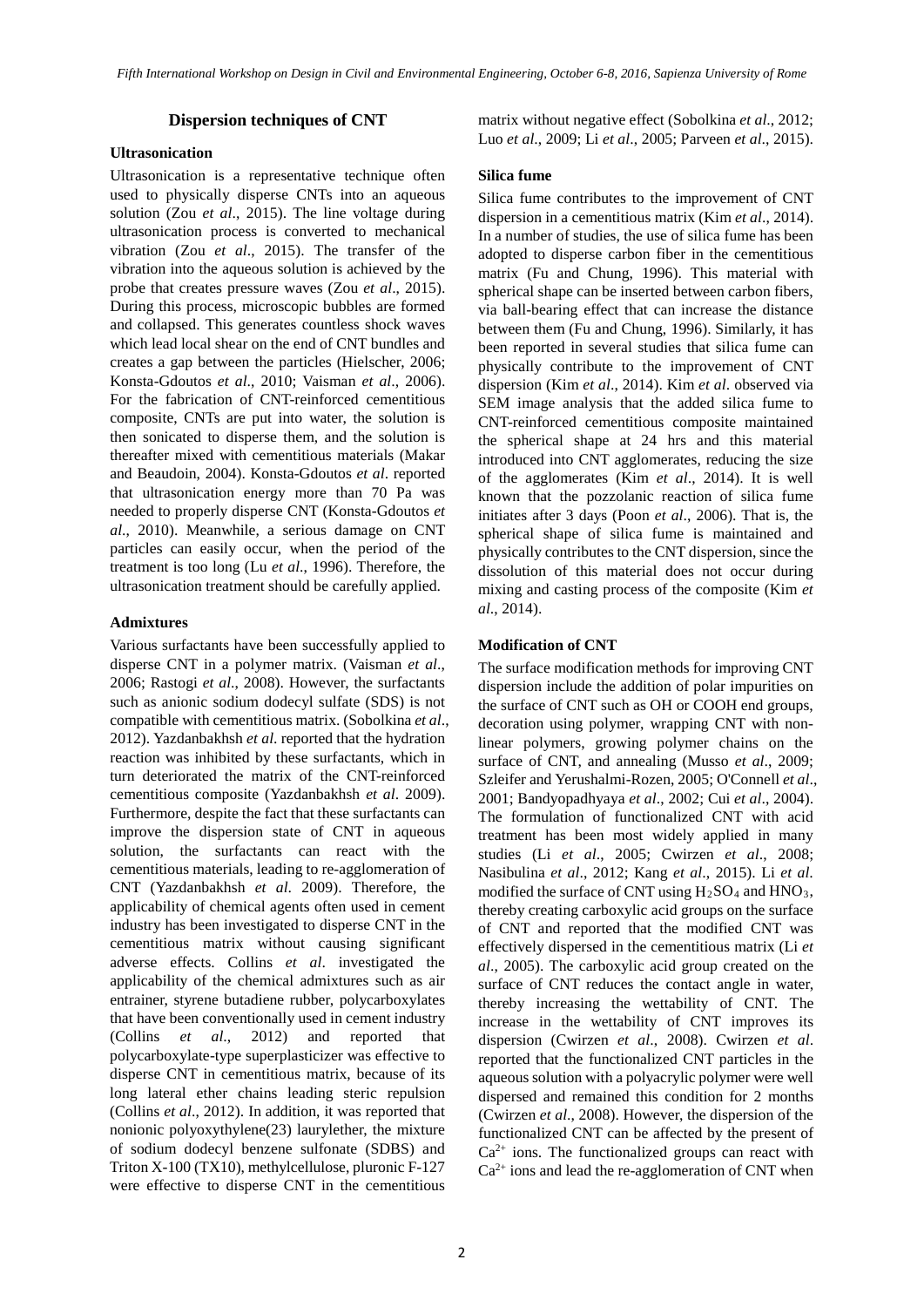## Dispersion techniques of CNT

### Ultrasonication

Ultrasonication is a representative technique often used to physically disperse CNTs into an aqueous solution (Zou *et al*., 2015). The line voltage during ultrasonication process is converted to mechanical vibration (Zou *et al*., 2015). The transfer of the vibration into the aqueous solution is achieved by the probe that creates pressure waves (Zou *et al*., 2015). During this process, microscopic bubbles are formed and collapsed. This generates countless shock waves which lead local shear on the end of CNT bundles and creates a gap between the particles (Hielscher, 2006; Konsta-Gdoutos *et al*., 2010; Vaisman *et al*., 2006). For the fabrication of CNT-reinforced cementitious composite, CNTs are put into water, the solution is then sonicated to disperse them, and the solution is thereafter mixed with cementitious materials (Makar and Beaudoin, 2004). Konsta-Gdoutos *et al*. reported that ultrasonication energy more than 70 Pa was needed to properly disperse CNT (Konsta-Gdoutos *et al*., 2010). Meanwhile, a serious damage on CNT particles can easily occur, when the period of the treatment is too long (Lu *et al*., 1996). Therefore, the ultrasonication treatment should be carefully applied.

### Admixtures

Various surfactants have been successfully applied to disperse CNT in a polymer matrix. (Vaisman *et al*., 2006; Rastogi *et al*., 2008). However, the surfactants such as anionic sodium dodecyl sulfate (SDS) is not compatible with cementitious matrix. (Sobolkina *et al*., 2012). Yazdanbakhsh *et al*. reported that the hydration reaction was inhibited by these surfactants, which in turn deteriorated the matrix of the CNT-reinforced cementitious composite (Yazdanbakhsh *et al*. 2009). Furthermore, despite the fact that these surfactants can improve the dispersion state of CNT in aqueous solution, the surfactants can react with the cementitious materials, leading to re-agglomeration of CNT (Yazdanbakhsh *et al*. 2009). Therefore, the applicability of chemical agents often used in cement industry has been investigated to disperse CNT in the cementitious matrix without causing significant adverse effects. Collins *et al*. investigated the applicability of the chemical admixtures such as air entrainer, styrene butadiene rubber, polycarboxylates that have been conventionally used in cement industry (Collins *et al*., 2012) and reported that polycarboxylate-type superplasticizer was effective to disperse CNT in cementitious matrix, because of its long lateral ether chains leading steric repulsion (Collins *et al*., 2012). In addition, it was reported that nonionic polyoxythylene(23) laurylether, the mixture of sodium dodecyl benzene sulfonate (SDBS) and Triton X-100 (TX10), methylcellulose, pluronic F-127 were effective to disperse CNT in the cementitious matrix without negative effect (Sobolkina *et al*., 2012; Luo *et al*., 2009; Li *et al*., 2005; Parveen *et al*., 2015).

### Silica fume

Silica fume contributes to the improvement of CNT dispersion in a cementitious matrix (Kim *et al*., 2014). In a number of studies, the use of silica fume has been adopted to disperse carbon fiber in the cementitious matrix (Fu and Chung, 1996). This material with spherical shape can be inserted between carbon fibers, via ball-bearing effect that can increase the distance between them (Fu and Chung, 1996). Similarly, it has been reported in several studies that silica fume can physically contribute to the improvement of CNT dispersion (Kim *et al*., 2014). Kim *et al*. observed via SEM image analysis that the added silica fume to CNT-reinforced cementitious composite maintained the spherical shape at 24 hrs and this material introduced into CNT agglomerates, reducing the size of the agglomerates (Kim *et al*., 2014). It is well known that the pozzolanic reaction of silica fume initiates after 3 days (Poon *et al*., 2006). That is, the spherical shape of silica fume is maintained and physically contributes to the CNT dispersion, since the dissolution of this material does not occur during mixing and casting process of the composite (Kim *et al*., 2014).

### Modification of CNT

The surface modification methods for improving CNT dispersion include the addition of polar impurities on the surface of CNT such as OH or COOH end groups, decoration using polymer, wrapping CNT with non-linear polymers, growing polymer chains on the surface of CNT, and annealing (Musso *et al*., 2009; Szleifer and Yerushalmi-Rozen, 2005; O'Connell *et al*., 2001; Bandyopadhyaya *et al*., 2002; Cui *et al*., 2004). The formulation of functionalized CNT with acid treatment has been most widely applied in many studies (Li *et al*., 2005; Cwirzen *et al*., 2008; Nasibulina *et al*., 2012; Kang *et al*., 2015). Li *et al.* modified the surface of CNT using $H_2SO_4$ and $HNO_3$, thereby creating carboxylic acid groups on the surface of CNT and reported that the modified CNT was effectively dispersed in the cementitious matrix (Li *et al*., 2005). The carboxylic acid group created on the surface of CNT reduces the contact angle in water, thereby increasing the wettability of CNT. The increase in the wettability of CNT improves its dispersion (Cwirzen *et al*., 2008). Cwirzen *et al*. reported that the functionalized CNT particles in the aqueous solution with a polyacrylic polymer were well dispersed and remained this condition for 2 months (Cwirzen *et al*., 2008). However, the dispersion of the functionalized CNT can be affected by the present of $Ca^{2+}$ ions. The functionalized groups can react with $Ca^{2+}$ ions and lead the re-agglomeration of CNT when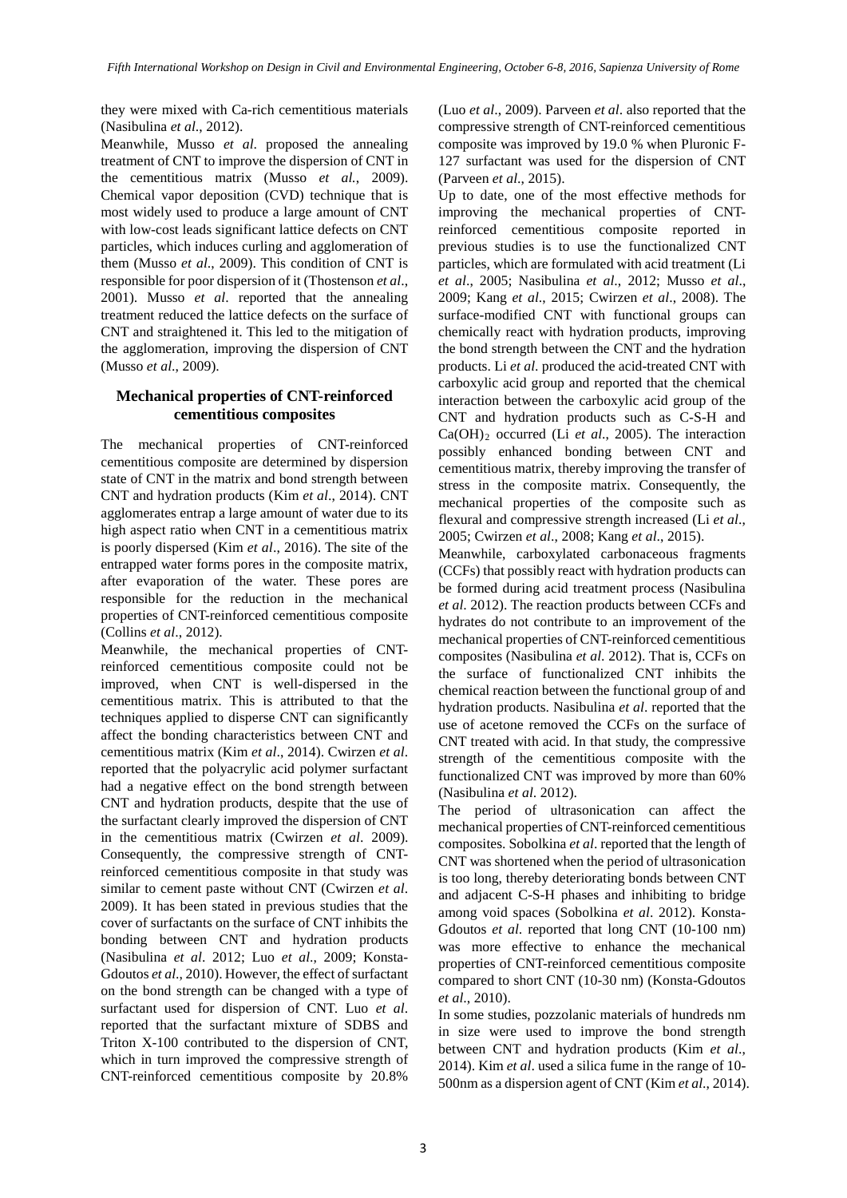they were mixed with Ca-rich cementitious materials (Nasibulina *et al*., 2012).

Meanwhile, Musso *et al*. proposed the annealing treatment of CNT to improve the dispersion of CNT in the cementitious matrix (Musso *et al.*, 2009). Chemical vapor deposition (CVD) technique that is most widely used to produce a large amount of CNT with low-cost leads significant lattice defects on CNT particles, which induces curling and agglomeration of them (Musso *et al*., 2009). This condition of CNT is responsible for poor dispersion of it (Thostenson *et al*., 2001). Musso *et al*. reported that the annealing treatment reduced the lattice defects on the surface of CNT and straightened it. This led to the mitigation of the agglomeration, improving the dispersion of CNT (Musso *et al*., 2009).

## Mechanical properties of CNT-reinforced cementitious composites

The mechanical properties of CNT-reinforced cementitious composite are determined by dispersion state of CNT in the matrix and bond strength between CNT and hydration products (Kim *et al*., 2014). CNT agglomerates entrap a large amount of water due to its high aspect ratio when CNT in a cementitious matrix is poorly dispersed (Kim *et al*., 2016). The site of the entrapped water forms pores in the composite matrix, after evaporation of the water. These pores are responsible for the reduction in the mechanical properties of CNT-reinforced cementitious composite (Collins *et al*., 2012).

Meanwhile, the mechanical properties of CNT-reinforced cementitious composite could not be improved, when CNT is well-dispersed in the cementitious matrix. This is attributed to that the techniques applied to disperse CNT can significantly affect the bonding characteristics between CNT and cementitious matrix (Kim *et al*., 2014). Cwirzen *et al*. reported that the polyacrylic acid polymer surfactant had a negative effect on the bond strength between CNT and hydration products, despite that the use of the surfactant clearly improved the dispersion of CNT in the cementitious matrix (Cwirzen *et al*. 2009). Consequently, the compressive strength of CNT-reinforced cementitious composite in that study was similar to cement paste without CNT (Cwirzen *et al*. 2009). It has been stated in previous studies that the cover of surfactants on the surface of CNT inhibits the bonding between CNT and hydration products (Nasibulina *et al*. 2012; Luo *et al*., 2009; Konsta-Gdoutos *et al*., 2010). However, the effect of surfactant on the bond strength can be changed with a type of surfactant used for dispersion of CNT. Luo *et al*. reported that the surfactant mixture of SDBS and Triton X-100 contributed to the dispersion of CNT, which in turn improved the compressive strength of CNT-reinforced cementitious composite by 20.8% (Luo *et al*., 2009). Parveen *et al*. also reported that the compressive strength of CNT-reinforced cementitious composite was improved by 19.0 % when Pluronic F-127 surfactant was used for the dispersion of CNT (Parveen *et al*., 2015).

Up to date, one of the most effective methods for improving the mechanical properties of CNT-reinforced cementitious composite reported in previous studies is to use the functionalized CNT particles, which are formulated with acid treatment (Li *et al*., 2005; Nasibulina *et al*., 2012; Musso *et al*., 2009; Kang *et al*., 2015; Cwirzen *et al*., 2008). The surface-modified CNT with functional groups can chemically react with hydration products, improving the bond strength between the CNT and the hydration products. Li *et al*. produced the acid-treated CNT with carboxylic acid group and reported that the chemical interaction between the carboxylic acid group of the CNT and hydration products such as C-S-H and $Ca(OH)_2$ occurred (Li *et al*., 2005). The interaction possibly enhanced bonding between CNT and cementitious matrix, thereby improving the transfer of stress in the composite matrix. Consequently, the mechanical properties of the composite such as flexural and compressive strength increased (Li *et al*., 2005; Cwirzen *et al*., 2008; Kang *et al*., 2015).

Meanwhile, carboxylated carbonaceous fragments (CCFs) that possibly react with hydration products can be formed during acid treatment process (Nasibulina *et al*. 2012). The reaction products between CCFs and hydrates do not contribute to an improvement of the mechanical properties of CNT-reinforced cementitious composites (Nasibulina *et al*. 2012). That is, CCFs on the surface of functionalized CNT inhibits the chemical reaction between the functional group of and hydration products. Nasibulina *et al*. reported that the use of acetone removed the CCFs on the surface of CNT treated with acid. In that study, the compressive strength of the cementitious composite with the functionalized CNT was improved by more than 60% (Nasibulina *et al*. 2012).

The period of ultrasonication can affect the mechanical properties of CNT-reinforced cementitious composites. Sobolkina *et al*. reported that the length of CNT was shortened when the period of ultrasonication is too long, thereby deteriorating bonds between CNT and adjacent C-S-H phases and inhibiting to bridge among void spaces (Sobolkina *et al*. 2012). Konsta-Gdoutos *et al*. reported that long CNT (10-100 nm) was more effective to enhance the mechanical properties of CNT-reinforced cementitious composite compared to short CNT (10-30 nm) (Konsta-Gdoutos *et al*., 2010).

In some studies, pozzolanic materials of hundreds nm in size were used to improve the bond strength between CNT and hydration products (Kim *et al*., 2014). Kim *et al*. used a silica fume in the range of 10-500nm as a dispersion agent of CNT (Kim *et al*., 2014).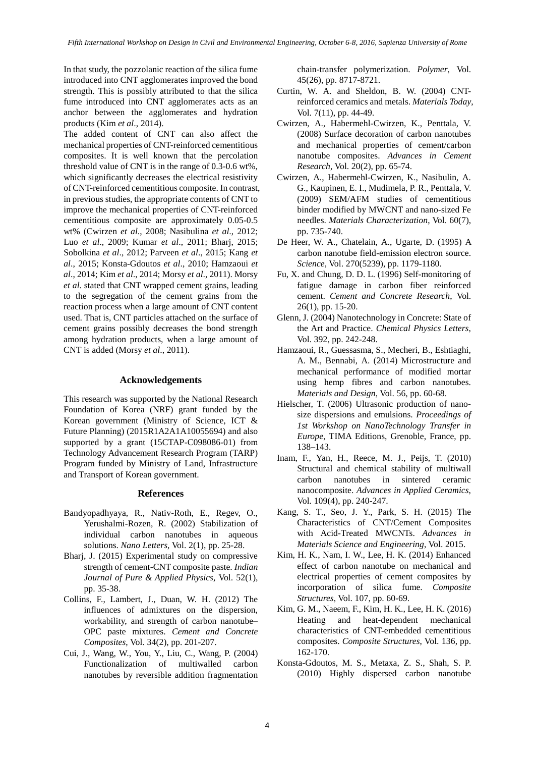In that study, the pozzolanic reaction of the silica fume introduced into CNT agglomerates improved the bond strength. This is possibly attributed to that the silica fume introduced into CNT agglomerates acts as an anchor between the agglomerates and hydration products (Kim *et al*., 2014).

The added content of CNT can also affect the mechanical properties of CNT-reinforced cementitious composites. It is well known that the percolation threshold value of CNT is in the range of 0.3-0.6 wt%, which significantly decreases the electrical resistivity of CNT-reinforced cementitious composite. In contrast, in previous studies, the appropriate contents of CNT to improve the mechanical properties of CNT-reinforced cementitious composite are approximately 0.05-0.5 wt% (Cwirzen *et al*., 2008; Nasibulina *et al*., 2012; Luo *et al*., 2009; Kumar *et al*., 2011; Bharj, 2015; Sobolkina *et al*., 2012; Parveen *et al*., 2015; Kang *et al*., 2015; Konsta-Gdoutos *et al*., 2010; Hamzaoui *et al*., 2014; Kim *et al*., 2014; Morsy *et al*., 2011). Morsy *et al*. stated that CNT wrapped cement grains, leading to the segregation of the cement grains from the reaction process when a large amount of CNT content used. That is, CNT particles attached on the surface of cement grains possibly decreases the bond strength among hydration products, when a large amount of CNT is added (Morsy *et al*., 2011).

## Acknowledgements

This research was supported by the National Research Foundation of Korea (NRF) grant funded by the Korean government (Ministry of Science, ICT & Future Planning) (2015R1A2A1A10055694) and also supported by a grant (15CTAP-C098086-01) from Technology Advancement Research Program (TARP) Program funded by Ministry of Land, Infrastructure and Transport of Korean government.

## References

Bandyopadhyaya, R., Nativ-Roth, E., Regev, O., Yerushalmi-Rozen, R. (2002) Stabilization of individual carbon nanotubes in aqueous solutions. *Nano Letters*, Vol. 2(1), pp. 25-28.

Bharj, J. (2015) Experimental study on compressive strength of cement-CNT composite paste. *Indian Journal of Pure & Applied Physics*, Vol. 52(1), pp. 35-38.

Collins, F., Lambert, J., Duan, W. H. (2012) The influences of admixtures on the dispersion, workability, and strength of carbon nanotube–OPC paste mixtures. *Cement and Concrete Composites*, Vol. 34(2), pp. 201-207.

Cui, J., Wang, W., You, Y., Liu, C., Wang, P. (2004) Functionalization of multiwalled carbon nanotubes by reversible addition fragmentation chain-transfer polymerization. *Polymer*, Vol. 45(26), pp. 8717-8721.

Curtin, W. A. and Sheldon, B. W. (2004) CNT-reinforced ceramics and metals. *Materials Today*, Vol. 7(11), pp. 44-49.

Cwirzen, A., Habermehl-Cwirzen, K., Penttala, V. (2008) Surface decoration of carbon nanotubes and mechanical properties of cement/carbon nanotube composites. *Advances in Cement Research*, Vol. 20(2), pp. 65-74.

Cwirzen, A., Habermehl-Cwirzen, K., Nasibulin, A. G., Kaupinen, E. I., Mudimela, P. R., Penttala, V. (2009) SEM/AFM studies of cementitious binder modified by MWCNT and nano-sized Fe needles. *Materials Characterization*, Vol. 60(7), pp. 735-740.

De Heer, W. A., Chatelain, A., Ugarte, D. (1995) A carbon nanotube field-emission electron source. *Science*, Vol. 270(5239), pp. 1179-1180.

Fu, X. and Chung, D. D. L. (1996) Self-monitoring of fatigue damage in carbon fiber reinforced cement. *Cement and Concrete Research*, Vol. 26(1), pp. 15-20.

Glenn, J. (2004) Nanotechnology in Concrete: State of the Art and Practice. *Chemical Physics Letters*, Vol. 392, pp. 242-248.

Hamzaoui, R., Guessasma, S., Mecheri, B., Eshtiaghi, A. M., Bennabi, A. (2014) Microstructure and mechanical performance of modified mortar using hemp fibres and carbon nanotubes. *Materials and Design*, Vol. 56, pp. 60-68.

Hielscher, T. (2006) Ultrasonic production of nano-size dispersions and emulsions. *Proceedings of 1st Workshop on NanoTechnology Transfer in Europe*, TIMA Editions, Grenoble, France, pp. 138–143.

Inam, F., Yan, H., Reece, M. J., Peijs, T. (2010) Structural and chemical stability of multiwall carbon nanotubes in sintered ceramic nanocomposite. *Advances in Applied Ceramics*, Vol. 109(4), pp. 240-247.

Kang, S. T., Seo, J. Y., Park, S. H. (2015) The Characteristics of CNT/Cement Composites with Acid-Treated MWCNTs. *Advances in Materials Science and Engineering*, Vol. 2015.

Kim, H. K., Nam, I. W., Lee, H. K. (2014) Enhanced effect of carbon nanotube on mechanical and electrical properties of cement composites by incorporation of silica fume. *Composite Structures*, Vol. 107, pp. 60-69.

Kim, G. M., Naeem, F., Kim, H. K., Lee, H. K. (2016) Heating and heat-dependent mechanical characteristics of CNT-embedded cementitious composites. *Composite Structures*, Vol. 136, pp. 162-170.

Konsta-Gdoutos, M. S., Metaxa, Z. S., Shah, S. P. (2010) Highly dispersed carbon nanotube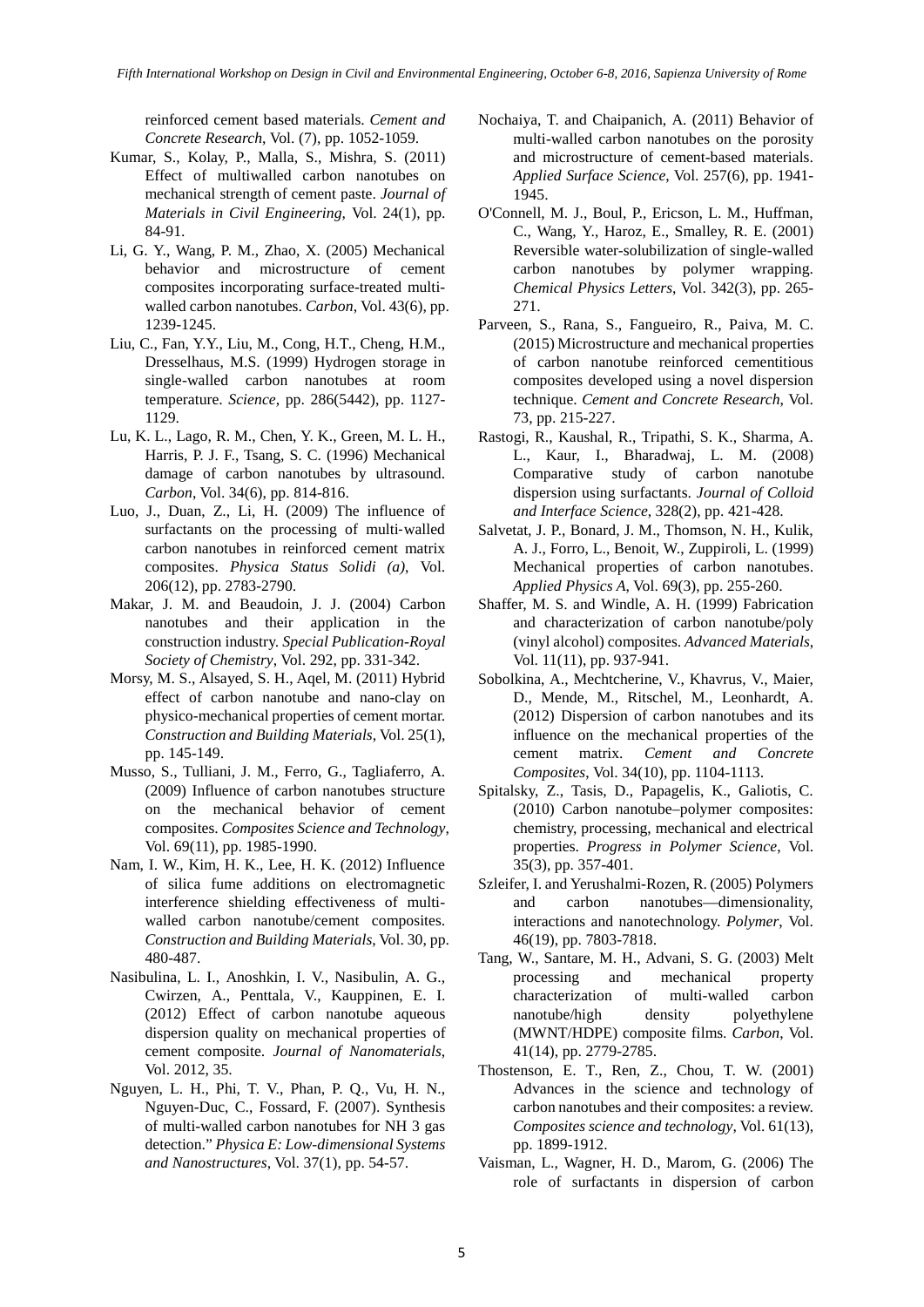reinforced cement based materials. *Cement and Concrete Research*, Vol. (7), pp. 1052-1059.

Kumar, S., Kolay, P., Malla, S., Mishra, S. (2011) Effect of multiwalled carbon nanotubes on mechanical strength of cement paste. *Journal of Materials in Civil Engineering*, Vol. 24(1), pp. 84-91.

Li, G. Y., Wang, P. M., Zhao, X. (2005) Mechanical behavior and microstructure of cement composites incorporating surface-treated multi-walled carbon nanotubes. *Carbon*, Vol. 43(6), pp. 1239-1245.

Liu, C., Fan, Y.Y., Liu, M., Cong, H.T., Cheng, H.M., Dresselhaus, M.S. (1999) Hydrogen storage in single-walled carbon nanotubes at room temperature. *Science*, pp. 286(5442), pp. 1127-1129.

Lu, K. L., Lago, R. M., Chen, Y. K., Green, M. L. H., Harris, P. J. F., Tsang, S. C. (1996) Mechanical damage of carbon nanotubes by ultrasound. *Carbon*, Vol. 34(6), pp. 814-816.

Luo, J., Duan, Z., Li, H. (2009) The influence of surfactants on the processing of multi‐walled carbon nanotubes in reinforced cement matrix composites. *Physica Status Solidi (a)*, Vol. 206(12), pp. 2783-2790.

Makar, J. M. and Beaudoin, J. J. (2004) Carbon nanotubes and their application in the construction industry. *Special Publication-Royal Society of Chemistry*, Vol. 292, pp. 331-342.

Morsy, M. S., Alsayed, S. H., Aqel, M. (2011) Hybrid effect of carbon nanotube and nano-clay on physico-mechanical properties of cement mortar. *Construction and Building Materials*, Vol. 25(1), pp. 145-149.

Musso, S., Tulliani, J. M., Ferro, G., Tagliaferro, A. (2009) Influence of carbon nanotubes structure on the mechanical behavior of cement composites. *Composites Science and Technology*, Vol. 69(11), pp. 1985-1990.

Nam, I. W., Kim, H. K., Lee, H. K. (2012) Influence of silica fume additions on electromagnetic interference shielding effectiveness of multi-walled carbon nanotube/cement composites. *Construction and Building Materials*, Vol. 30, pp. 480-487.

Nasibulina, L. I., Anoshkin, I. V., Nasibulin, A. G., Cwirzen, A., Penttala, V., Kauppinen, E. I. (2012) Effect of carbon nanotube aqueous dispersion quality on mechanical properties of cement composite. *Journal of Nanomaterials*, Vol. 2012, 35.

Nguyen, L. H., Phi, T. V., Phan, P. Q., Vu, H. N., Nguyen-Duc, C., Fossard, F. (2007). Synthesis of multi-walled carbon nanotubes for NH 3 gas detection." *Physica E: Low-dimensional Systems and Nanostructures*, Vol. 37(1), pp. 54-57.

Nochaiya, T. and Chaipanich, A. (2011) Behavior of multi-walled carbon nanotubes on the porosity and microstructure of cement-based materials. *Applied Surface Science*, Vol. 257(6), pp. 1941-1945.

O'Connell, M. J., Boul, P., Ericson, L. M., Huffman, C., Wang, Y., Haroz, E., Smalley, R. E. (2001) Reversible water-solubilization of single-walled carbon nanotubes by polymer wrapping. *Chemical Physics Letters*, Vol. 342(3), pp. 265-271.

Parveen, S., Rana, S., Fangueiro, R., Paiva, M. C. (2015) Microstructure and mechanical properties of carbon nanotube reinforced cementitious composites developed using a novel dispersion technique. *Cement and Concrete Research*, Vol. 73, pp. 215-227.

Rastogi, R., Kaushal, R., Tripathi, S. K., Sharma, A. L., Kaur, I., Bharadwaj, L. M. (2008) Comparative study of carbon nanotube dispersion using surfactants. *Journal of Colloid and Interface Science*, 328(2), pp. 421-428.

Salvetat, J. P., Bonard, J. M., Thomson, N. H., Kulik, A. J., Forro, L., Benoit, W., Zuppiroli, L. (1999) Mechanical properties of carbon nanotubes. *Applied Physics A*, Vol. 69(3), pp. 255-260.

Shaffer, M. S. and Windle, A. H. (1999) Fabrication and characterization of carbon nanotube/poly (vinyl alcohol) composites. *Advanced Materials*, Vol. 11(11), pp. 937-941.

Sobolkina, A., Mechtcherine, V., Khavrus, V., Maier, D., Mende, M., Ritschel, M., Leonhardt, A. (2012) Dispersion of carbon nanotubes and its influence on the mechanical properties of the cement matrix. *Cement and Concrete Composites*, Vol. 34(10), pp. 1104-1113.

Spitalsky, Z., Tasis, D., Papagelis, K., Galiotis, C. (2010) Carbon nanotube–polymer composites: chemistry, processing, mechanical and electrical properties. *Progress in Polymer Science*, Vol. 35(3), pp. 357-401.

Szleifer, I. and Yerushalmi-Rozen, R. (2005) Polymers and carbon nanotubes—dimensionality, interactions and nanotechnology. *Polymer*, Vol. 46(19), pp. 7803-7818.

Tang, W., Santare, M. H., Advani, S. G. (2003) Melt processing and mechanical property characterization of multi-walled carbon nanotube/high density polyethylene (MWNT/HDPE) composite films. *Carbon*, Vol. 41(14), pp. 2779-2785.

Thostenson, E. T., Ren, Z., Chou, T. W. (2001) Advances in the science and technology of carbon nanotubes and their composites: a review. *Composites science and technology*, Vol. 61(13), pp. 1899-1912.

Vaisman, L., Wagner, H. D., Marom, G. (2006) The role of surfactants in dispersion of carbon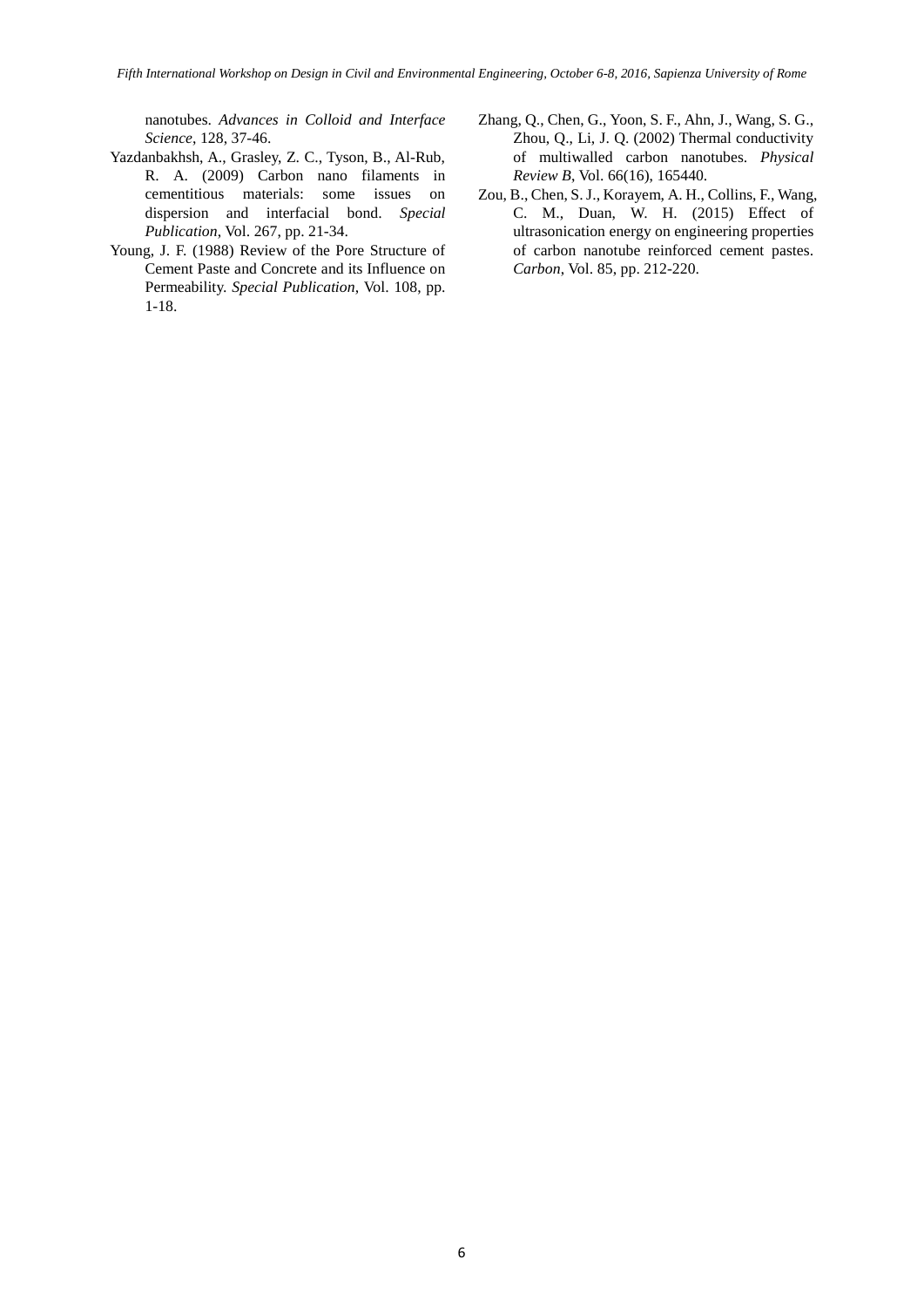nanotubes. *Advances in Colloid and Interface Science*, 128, 37-46.

Yazdanbakhsh, A., Grasley, Z. C., Tyson, B., Al-Rub, R. A. (2009) Carbon nano filaments in cementitious materials: some issues on dispersion and interfacial bond. *Special Publication*, Vol. 267, pp. 21-34.

Young, J. F. (1988) Review of the Pore Structure of Cement Paste and Concrete and its Influence on Permeability. *Special Publication*, Vol. 108, pp. 1-18.

Zhang, Q., Chen, G., Yoon, S. F., Ahn, J., Wang, S. G., Zhou, Q., Li, J. Q. (2002) Thermal conductivity of multiwalled carbon nanotubes. *Physical Review B*, Vol. 66(16), 165440.

Zou, B., Chen, S. J., Korayem, A. H., Collins, F., Wang, C. M., Duan, W. H. (2015) Effect of ultrasonication energy on engineering properties of carbon nanotube reinforced cement pastes. *Carbon*, Vol. 85, pp. 212-220.